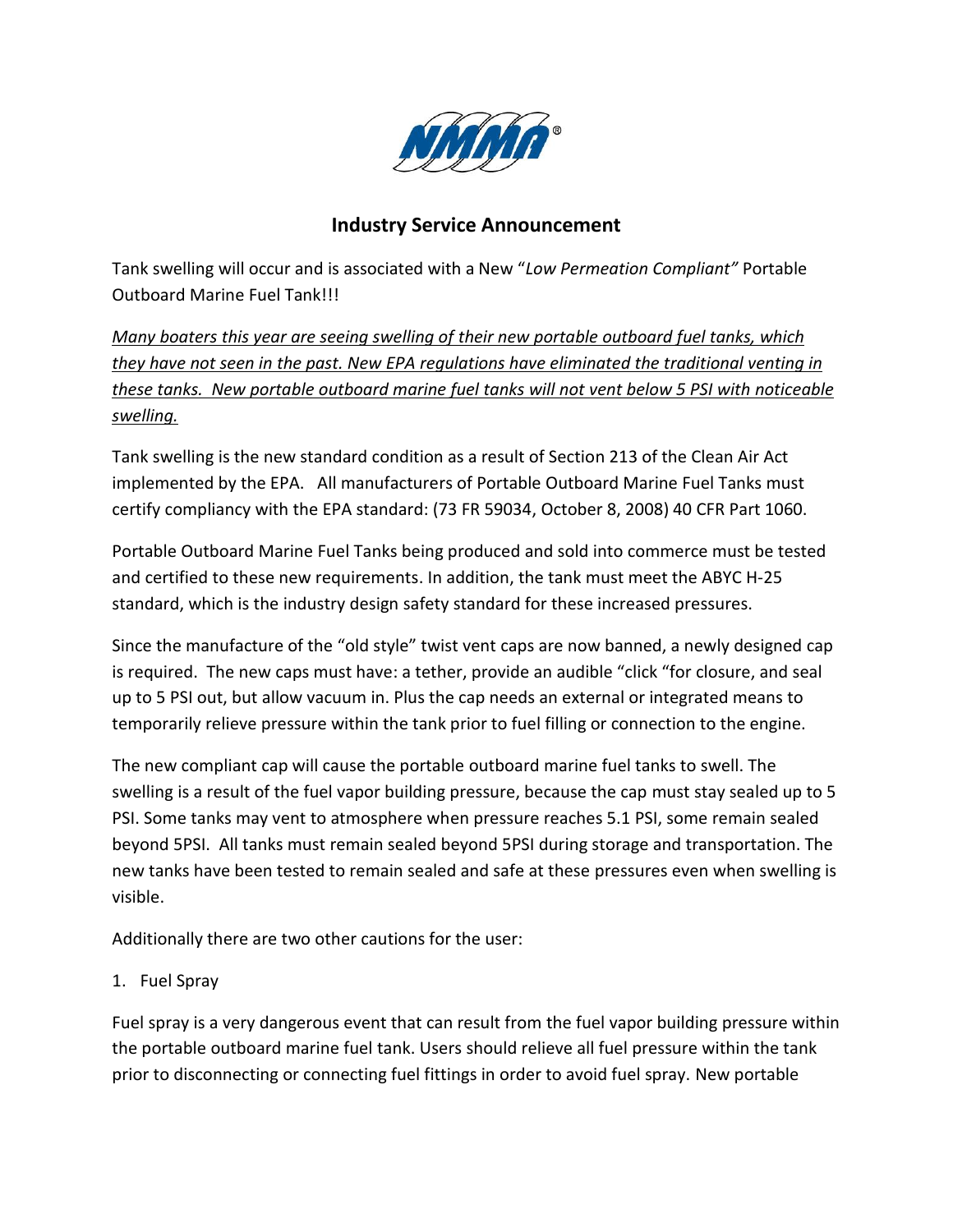## Industry Service Announcement

Tank swelling will occur and is associated with a New "*Low Permeation Compliant"* Portable Outboard Marine Fuel Tank!!!

*Many boaters this year are seeing swelling of their new portable outboard fuel tanks, which they have not seen in the past. New EPA regulations have eliminated the traditional venting in these tanks. New portable outboard marine fuel tanks will not vent below 5 PSI with noticeable swelling.*

Tank swelling is the new standard condition as a result of Section 213 of the Clean Air Act implemented by the EPA. All manufacturers of Portable Outboard Marine Fuel Tanks must certify compliancy with the EPA standard: (73 FR 59034, October 8, 2008) 40 CFR Part 1060.

Portable Outboard Marine Fuel Tanks being produced and sold into commerce must be tested and certified to these new requirements. In addition, the tank must meet the ABYC H-25 standard, which is the industry design safety standard for these increased pressures.

Since the manufacture of the "old style" twist vent caps are now banned, a newly designed cap is required. The new caps must have: a tether, provide an audible "click "for closure, and seal up to 5 PSI out, but allow vacuum in. Plus the cap needs an external or integrated means to temporarily relieve pressure within the tank prior to fuel filling or connection to the engine.

The new compliant cap will cause the portable outboard marine fuel tanks to swell. The swelling is a result of the fuel vapor building pressure, because the cap must stay sealed up to 5 PSI. Some tanks may vent to atmosphere when pressure reaches 5.1 PSI, some remain sealed beyond 5PSI. All tanks must remain sealed beyond 5PSI during storage and transportation. The new tanks have been tested to remain sealed and safe at these pressures even when swelling is visible.

Additionally there are two other cautions for the user:

1. Fuel Spray

Fuel spray is a very dangerous event that can result from the fuel vapor building pressure within the portable outboard marine fuel tank. Users should relieve all fuel pressure within the tank prior to disconnecting or connecting fuel fittings in order to avoid fuel spray. New portable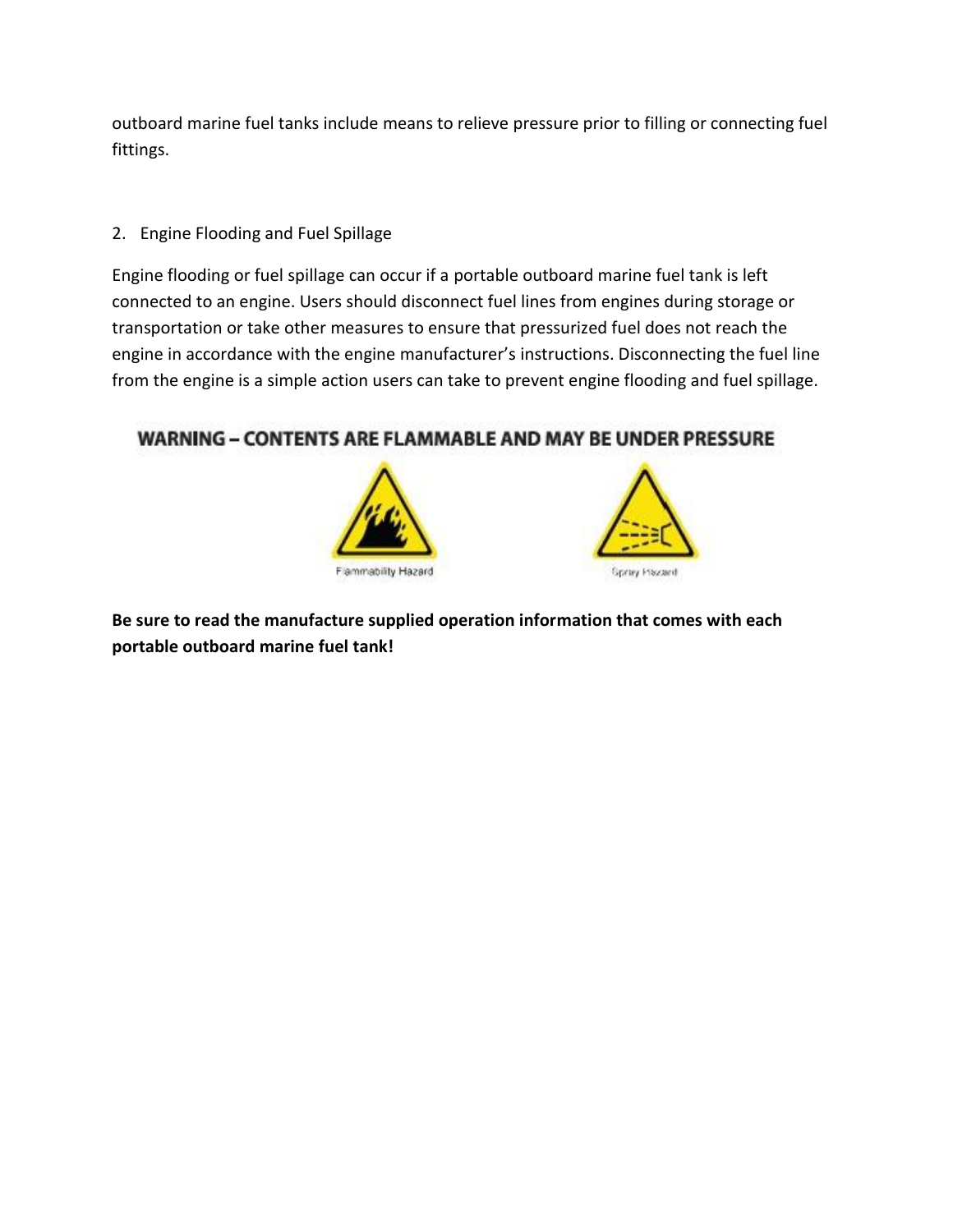outboard marine fuel tanks include means to relieve pressure prior to filling or connecting fuel fittings.

2. Engine Flooding and Fuel Spillage

Engine flooding or fuel spillage can occur if a portable outboard marine fuel tank is left connected to an engine. Users should disconnect fuel lines from engines during storage or transportation or take other measures to ensure that pressurized fuel does not reach the engine in accordance with the engine manufacturer's instructions. Disconnecting the fuel line from the engine is a simple action users can take to prevent engine flooding and fuel spillage.

**WARNING – CONTENTS ARE FLAMMABLE AND MAY BE UNDER PRESSURE**

Flammability Hazard

Spray Hazard

**Be sure to read the manufacture supplied operation information that comes with each portable outboard marine fuel tank!**